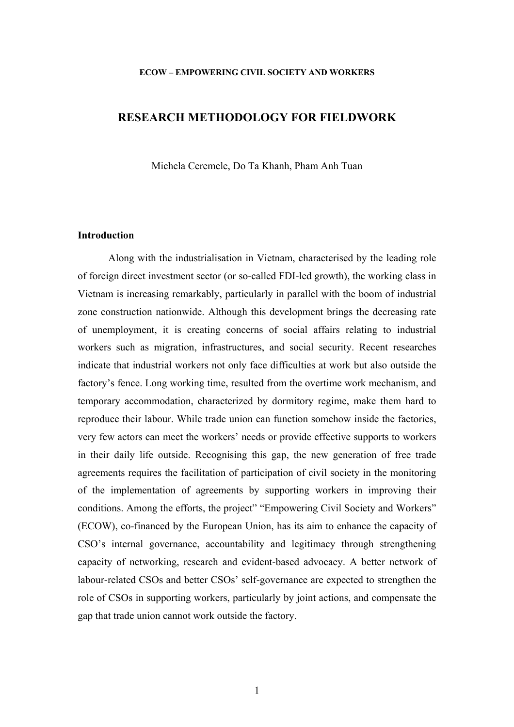**ECOW – EMPOWERING CIVIL SOCIETY AND WORKERS**

# RESEARCH METHODOLOGY FOR FIELDWORK

Michela Ceremele, Do Ta Khanh, Pham Anh Tuan

## Introduction

Along with the industrialisation in Vietnam, characterised by the leading role of foreign direct investment sector (or so-called FDI-led growth), the working class in Vietnam is increasing remarkably, particularly in parallel with the boom of industrial zone construction nationwide. Although this development brings the decreasing rate of unemployment, it is creating concerns of social affairs relating to industrial workers such as migration, infrastructures, and social security. Recent researches indicate that industrial workers not only face difficulties at work but also outside the factory's fence. Long working time, resulted from the overtime work mechanism, and temporary accommodation, characterized by dormitory regime, make them hard to reproduce their labour. While trade union can function somehow inside the factories, very few actors can meet the workers' needs or provide effective supports to workers in their daily life outside. Recognising this gap, the new generation of free trade agreements requires the facilitation of participation of civil society in the monitoring of the implementation of agreements by supporting workers in improving their conditions. Among the efforts, the project" "Empowering Civil Society and Workers" (ECOW), co-financed by the European Union, has its aim to enhance the capacity of CSO's internal governance, accountability and legitimacy through strengthening capacity of networking, research and evident-based advocacy. A better network of labour-related CSOs and better CSOs' self-governance are expected to strengthen the role of CSOs in supporting workers, particularly by joint actions, and compensate the gap that trade union cannot work outside the factory.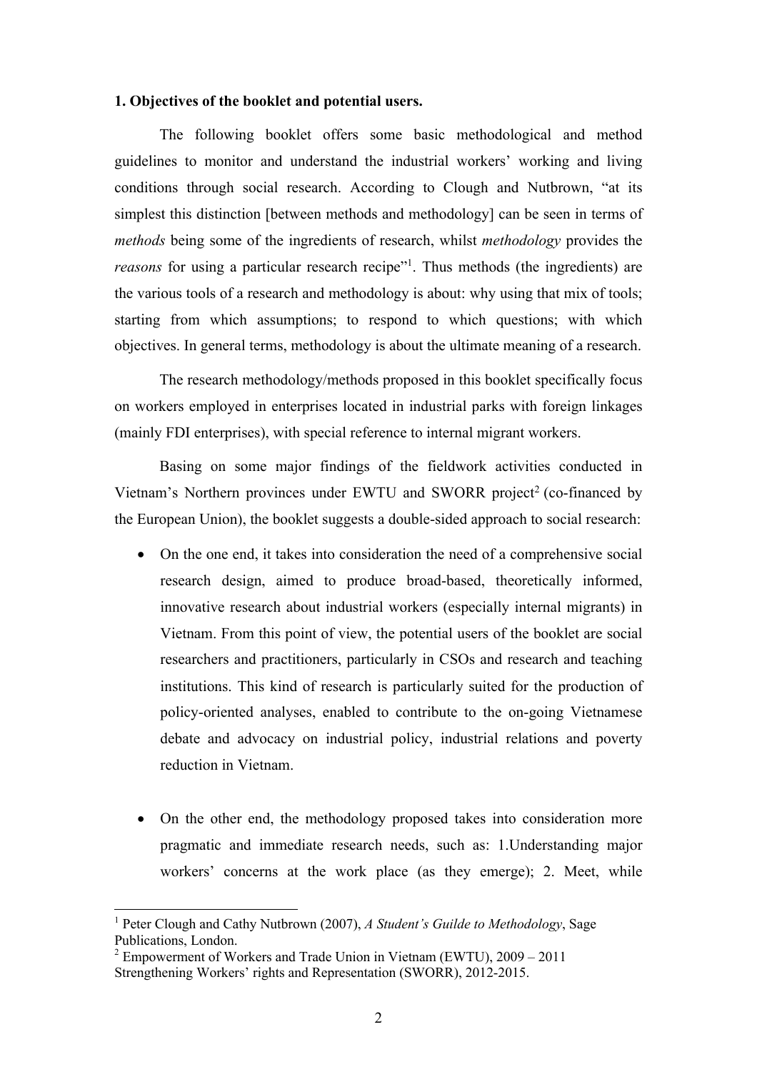**1. Objectives of the booklet and potential users.**

The following booklet offers some basic methodological and method guidelines to monitor and understand the industrial workers' working and living conditions through social research. According to Clough and Nutbrown, "at its simplest this distinction [between methods and methodology] can be seen in terms of *methods* being some of the ingredients of research, whilst *methodology* provides the *reasons* for using a particular research recipe"[1]. Thus methods (the ingredients) are the various tools of a research and methodology is about: why using that mix of tools; starting from which assumptions; to respond to which questions; with which objectives. In general terms, methodology is about the ultimate meaning of a research.

The research methodology/methods proposed in this booklet specifically focus on workers employed in enterprises located in industrial parks with foreign linkages (mainly FDI enterprises), with special reference to internal migrant workers.

Basing on some major findings of the fieldwork activities conducted in Vietnam's Northern provinces under EWTU and SWORR project[2] (co-financed by the European Union), the booklet suggests a double-sided approach to social research:

- On the one end, it takes into consideration the need of a comprehensive social research design, aimed to produce broad-based, theoretically informed, innovative research about industrial workers (especially internal migrants) in Vietnam. From this point of view, the potential users of the booklet are social researchers and practitioners, particularly in CSOs and research and teaching institutions. This kind of research is particularly suited for the production of policy-oriented analyses, enabled to contribute to the on-going Vietnamese debate and advocacy on industrial policy, industrial relations and poverty reduction in Vietnam.

- On the other end, the methodology proposed takes into consideration more pragmatic and immediate research needs, such as: 1.Understanding major workers' concerns at the work place (as they emerge); 2. Meet, while

---

[1] Peter Clough and Cathy Nutbrown (2007), *A Student's Guilde to Methodology*, Sage Publications, London.

[2] Empowerment of Workers and Trade Union in Vietnam (EWTU), 2009 – 2011 Strengthening Workers' rights and Representation (SWORR), 2012-2015.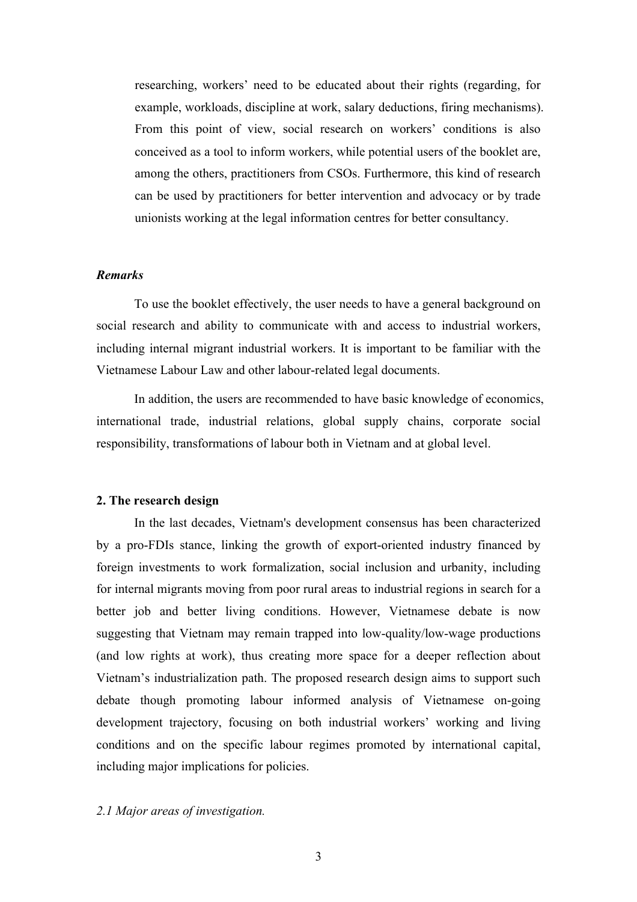researching, workers' need to be educated about their rights (regarding, for example, workloads, discipline at work, salary deductions, firing mechanisms). From this point of view, social research on workers' conditions is also conceived as a tool to inform workers, while potential users of the booklet are, among the others, practitioners from CSOs. Furthermore, this kind of research can be used by practitioners for better intervention and advocacy or by trade unionists working at the legal information centres for better consultancy.

***Remarks***

To use the booklet effectively, the user needs to have a general background on social research and ability to communicate with and access to industrial workers, including internal migrant industrial workers. It is important to be familiar with the Vietnamese Labour Law and other labour-related legal documents.

In addition, the users are recommended to have basic knowledge of economics, international trade, industrial relations, global supply chains, corporate social responsibility, transformations of labour both in Vietnam and at global level.

## 2. The research design

In the last decades, Vietnam's development consensus has been characterized by a pro-FDIs stance, linking the growth of export-oriented industry financed by foreign investments to work formalization, social inclusion and urbanity, including for internal migrants moving from poor rural areas to industrial regions in search for a better job and better living conditions. However, Vietnamese debate is now suggesting that Vietnam may remain trapped into low-quality/low-wage productions (and low rights at work), thus creating more space for a deeper reflection about Vietnam's industrialization path. The proposed research design aims to support such debate though promoting labour informed analysis of Vietnamese on-going development trajectory, focusing on both industrial workers' working and living conditions and on the specific labour regimes promoted by international capital, including major implications for policies.

### *2.1 Major areas of investigation.*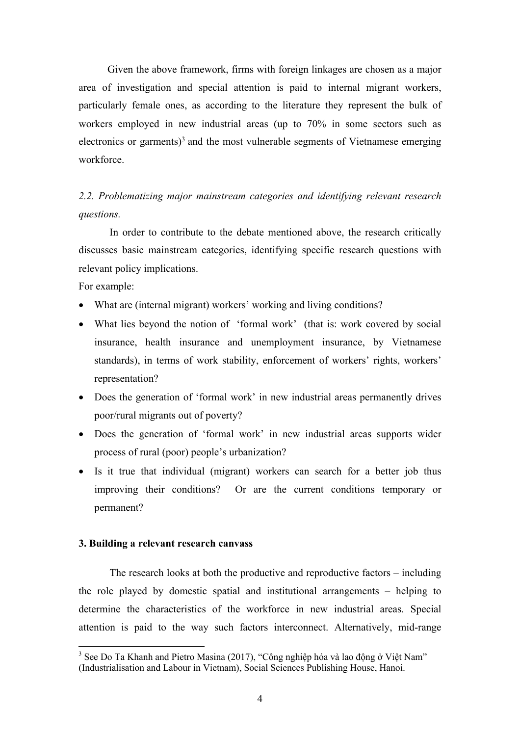Given the above framework, firms with foreign linkages are chosen as a major area of investigation and special attention is paid to internal migrant workers, particularly female ones, as according to the literature they represent the bulk of workers employed in new industrial areas (up to 70% in some sectors such as electronics or garments)[3] and the most vulnerable segments of Vietnamese emerging workforce.

### *2.2. Problematizing major mainstream categories and identifying relevant research questions.*

In order to contribute to the debate mentioned above, the research critically discusses basic mainstream categories, identifying specific research questions with relevant policy implications.

For example:

- What are (internal migrant) workers' working and living conditions?
- What lies beyond the notion of 'formal work' (that is: work covered by social insurance, health insurance and unemployment insurance, by Vietnamese standards), in terms of work stability, enforcement of workers' rights, workers' representation?
- Does the generation of 'formal work' in new industrial areas permanently drives poor/rural migrants out of poverty?
- Does the generation of 'formal work' in new industrial areas supports wider process of rural (poor) people's urbanization?
- Is it true that individual (migrant) workers can search for a better job thus improving their conditions? Or are the current conditions temporary or permanent?

## 3. Building a relevant research canvass

The research looks at both the productive and reproductive factors – including the role played by domestic spatial and institutional arrangements – helping to determine the characteristics of the workforce in new industrial areas. Special attention is paid to the way such factors interconnect. Alternatively, mid-range

---

[3] See Do Ta Khanh and Pietro Masina (2017), "Công nghiệp hóa và lao động ở Việt Nam" (Industrialisation and Labour in Vietnam), Social Sciences Publishing House, Hanoi.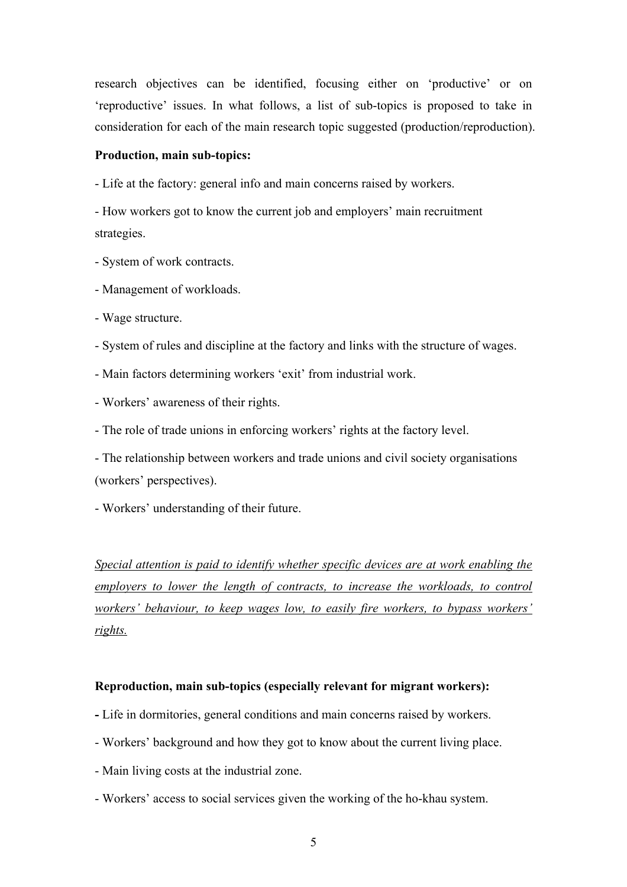research objectives can be identified, focusing either on 'productive' or on 'reproductive' issues. In what follows, a list of sub-topics is proposed to take in consideration for each of the main research topic suggested (production/reproduction).

**Production, main sub-topics:**

- Life at the factory: general info and main concerns raised by workers.
- How workers got to know the current job and employers' main recruitment strategies.
- System of work contracts.
- Management of workloads.
- Wage structure.
- System of rules and discipline at the factory and links with the structure of wages.
- Main factors determining workers 'exit' from industrial work.
- Workers' awareness of their rights.
- The role of trade unions in enforcing workers' rights at the factory level.
- The relationship between workers and trade unions and civil society organisations (workers' perspectives).
- Workers' understanding of their future.

<u>*Special attention is paid to identify whether specific devices are at work enabling the employers to lower the length of contracts, to increase the workloads, to control workers' behaviour, to keep wages low, to easily fire workers, to bypass workers' rights.*</u>

**Reproduction, main sub-topics (especially relevant for migrant workers):**

- Life in dormitories, general conditions and main concerns raised by workers.
- Workers' background and how they got to know about the current living place.
- Main living costs at the industrial zone.
- Workers' access to social services given the working of the ho-khau system.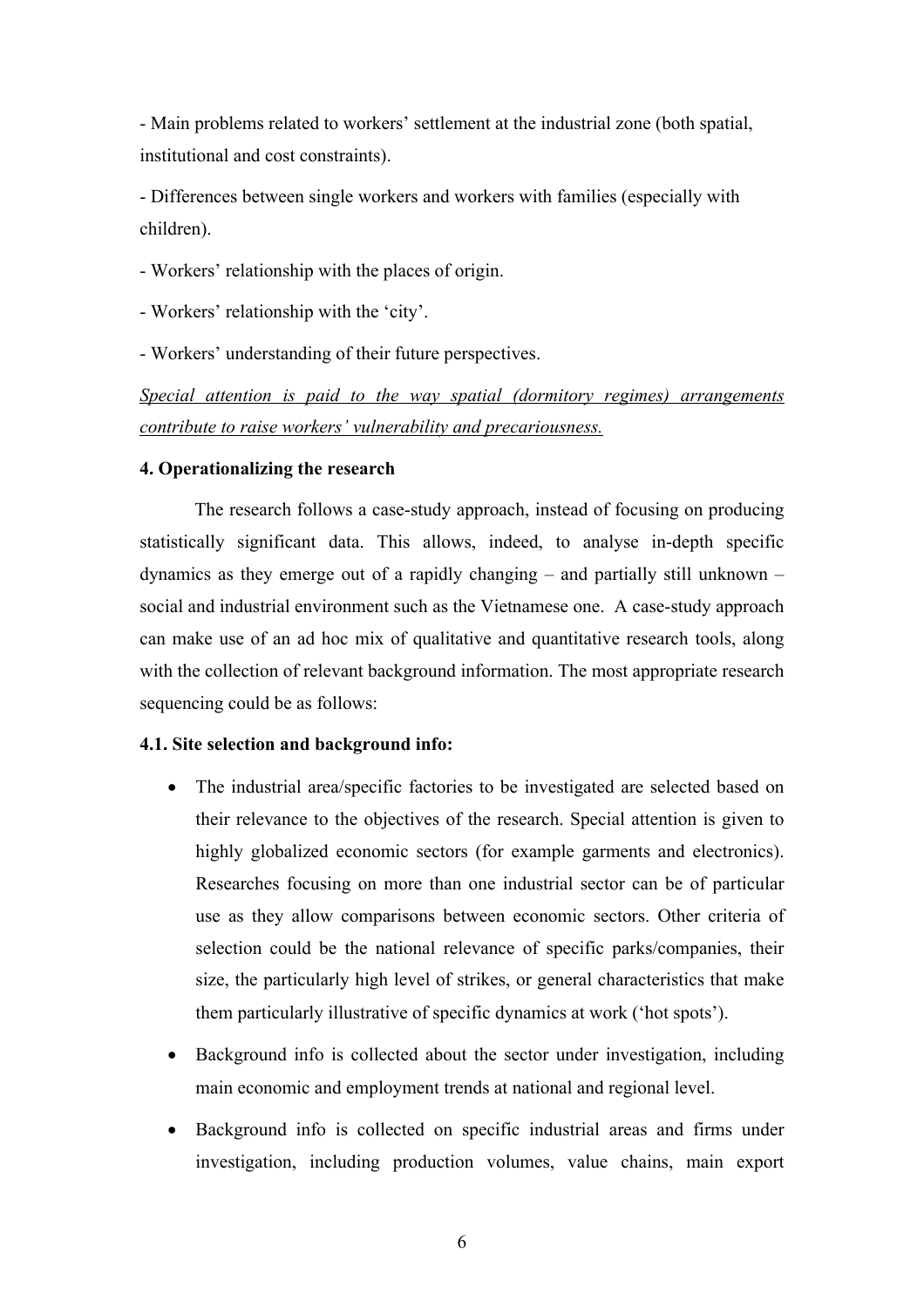- Main problems related to workers' settlement at the industrial zone (both spatial, institutional and cost constraints).

- Differences between single workers and workers with families (especially with children).

- Workers' relationship with the places of origin.

- Workers' relationship with the 'city'.

- Workers' understanding of their future perspectives.

*Special attention is paid to the way spatial (dormitory regimes) arrangements contribute to raise workers' vulnerability and precariousness.*

**4. Operationalizing the research**

The research follows a case-study approach, instead of focusing on producing statistically significant data. This allows, indeed, to analyse in-depth specific dynamics as they emerge out of a rapidly changing – and partially still unknown – social and industrial environment such as the Vietnamese one. A case-study approach can make use of an ad hoc mix of qualitative and quantitative research tools, along with the collection of relevant background information. The most appropriate research sequencing could be as follows:

**4.1. Site selection and background info:**

- The industrial area/specific factories to be investigated are selected based on their relevance to the objectives of the research. Special attention is given to highly globalized economic sectors (for example garments and electronics). Researches focusing on more than one industrial sector can be of particular use as they allow comparisons between economic sectors. Other criteria of selection could be the national relevance of specific parks/companies, their size, the particularly high level of strikes, or general characteristics that make them particularly illustrative of specific dynamics at work ('hot spots').
- Background info is collected about the sector under investigation, including main economic and employment trends at national and regional level.
- Background info is collected on specific industrial areas and firms under investigation, including production volumes, value chains, main export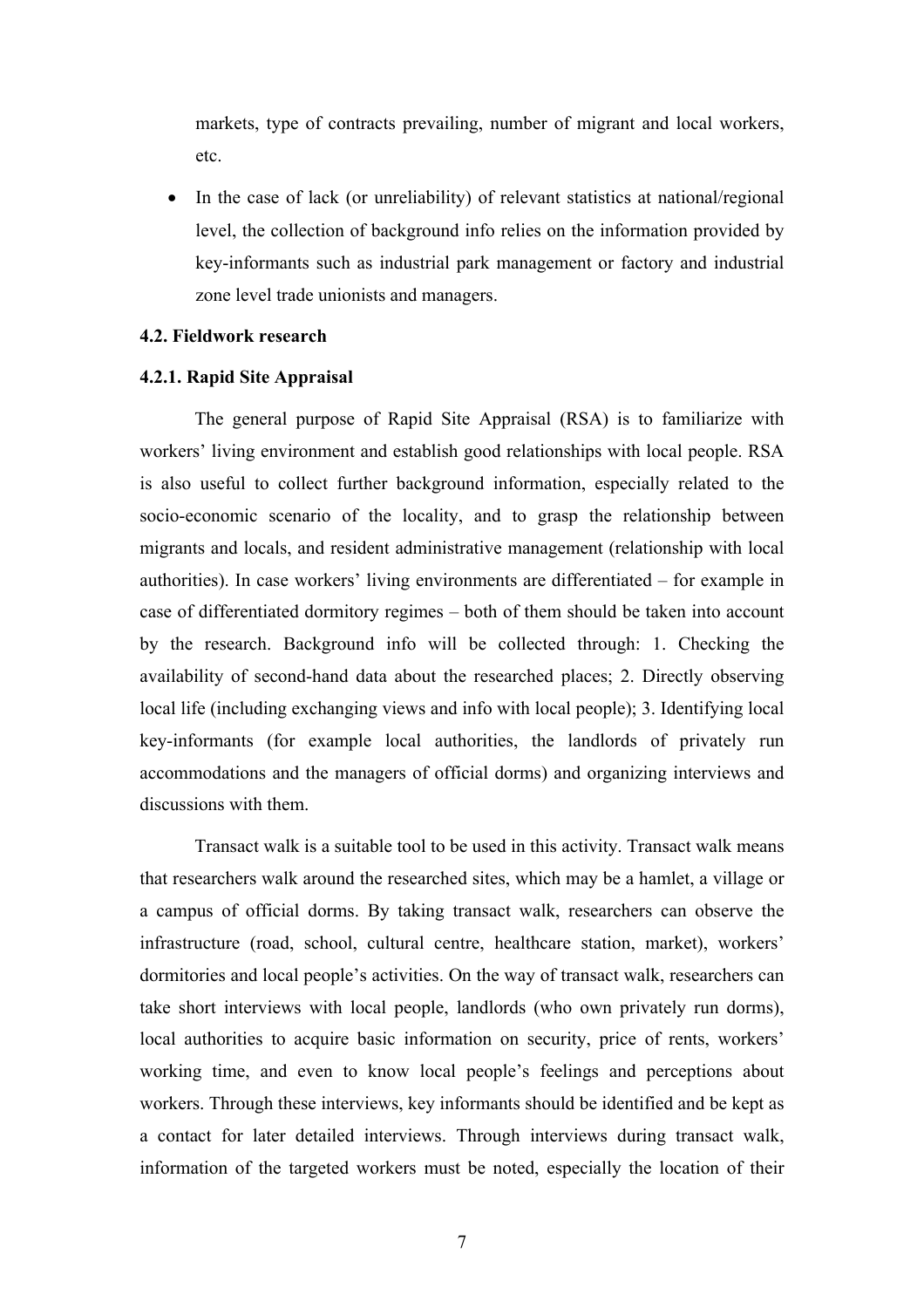markets, type of contracts prevailing, number of migrant and local workers, etc.

- In the case of lack (or unreliability) of relevant statistics at national/regional level, the collection of background info relies on the information provided by key-informants such as industrial park management or factory and industrial zone level trade unionists and managers.

**4.2. Fieldwork research**

**4.2.1. Rapid Site Appraisal**

The general purpose of Rapid Site Appraisal (RSA) is to familiarize with workers' living environment and establish good relationships with local people. RSA is also useful to collect further background information, especially related to the socio-economic scenario of the locality, and to grasp the relationship between migrants and locals, and resident administrative management (relationship with local authorities). In case workers' living environments are differentiated – for example in case of differentiated dormitory regimes – both of them should be taken into account by the research. Background info will be collected through: 1. Checking the availability of second-hand data about the researched places; 2. Directly observing local life (including exchanging views and info with local people); 3. Identifying local key-informants (for example local authorities, the landlords of privately run accommodations and the managers of official dorms) and organizing interviews and discussions with them.

Transact walk is a suitable tool to be used in this activity. Transact walk means that researchers walk around the researched sites, which may be a hamlet, a village or a campus of official dorms. By taking transact walk, researchers can observe the infrastructure (road, school, cultural centre, healthcare station, market), workers' dormitories and local people's activities. On the way of transact walk, researchers can take short interviews with local people, landlords (who own privately run dorms), local authorities to acquire basic information on security, price of rents, workers' working time, and even to know local people's feelings and perceptions about workers. Through these interviews, key informants should be identified and be kept as a contact for later detailed interviews. Through interviews during transact walk, information of the targeted workers must be noted, especially the location of their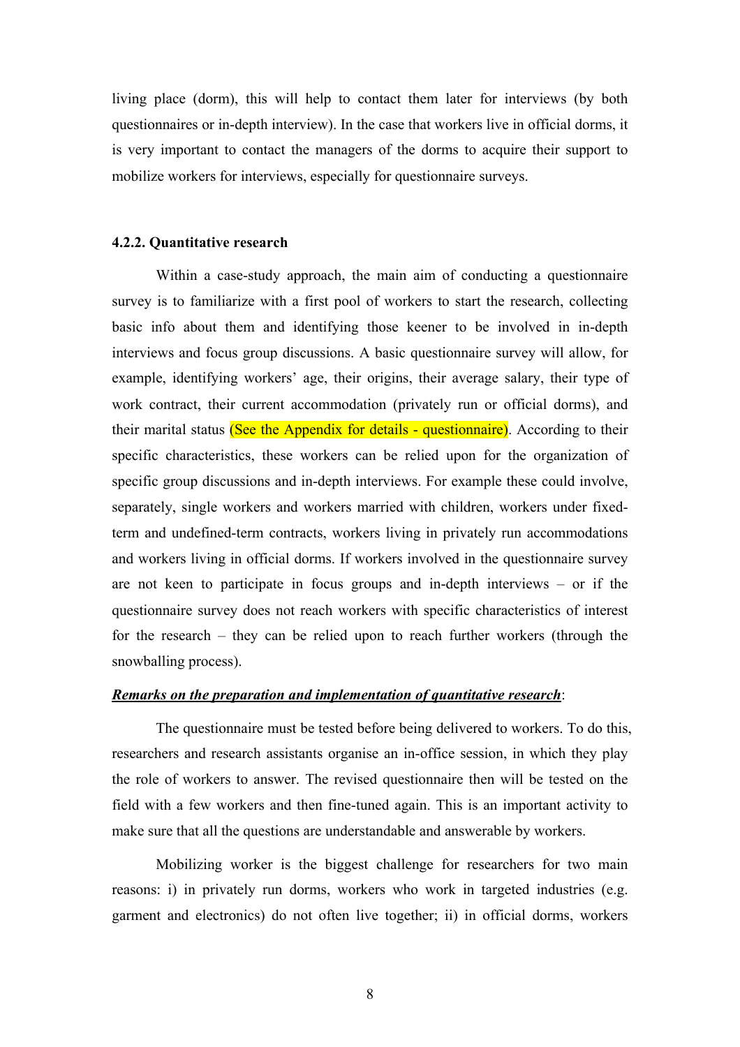living place (dorm), this will help to contact them later for interviews (by both questionnaires or in-depth interview). In the case that workers live in official dorms, it is very important to contact the managers of the dorms to acquire their support to mobilize workers for interviews, especially for questionnaire surveys.

### 4.2.2. Quantitative research

Within a case-study approach, the main aim of conducting a questionnaire survey is to familiarize with a first pool of workers to start the research, collecting basic info about them and identifying those keener to be involved in in-depth interviews and focus group discussions. A basic questionnaire survey will allow, for example, identifying workers' age, their origins, their average salary, their type of work contract, their current accommodation (privately run or official dorms), and their marital status (See the Appendix for details - questionnaire). According to their specific characteristics, these workers can be relied upon for the organization of specific group discussions and in-depth interviews. For example these could involve, separately, single workers and workers married with children, workers under fixed-term and undefined-term contracts, workers living in privately run accommodations and workers living in official dorms. If workers involved in the questionnaire survey are not keen to participate in focus groups and in-depth interviews – or if the questionnaire survey does not reach workers with specific characteristics of interest for the research – they can be relied upon to reach further workers (through the snowballing process).

***Remarks on the preparation and implementation of quantitative research***:

The questionnaire must be tested before being delivered to workers. To do this, researchers and research assistants organise an in-office session, in which they play the role of workers to answer. The revised questionnaire then will be tested on the field with a few workers and then fine-tuned again. This is an important activity to make sure that all the questions are understandable and answerable by workers.

Mobilizing worker is the biggest challenge for researchers for two main reasons: i) in privately run dorms, workers who work in targeted industries (e.g. garment and electronics) do not often live together; ii) in official dorms, workers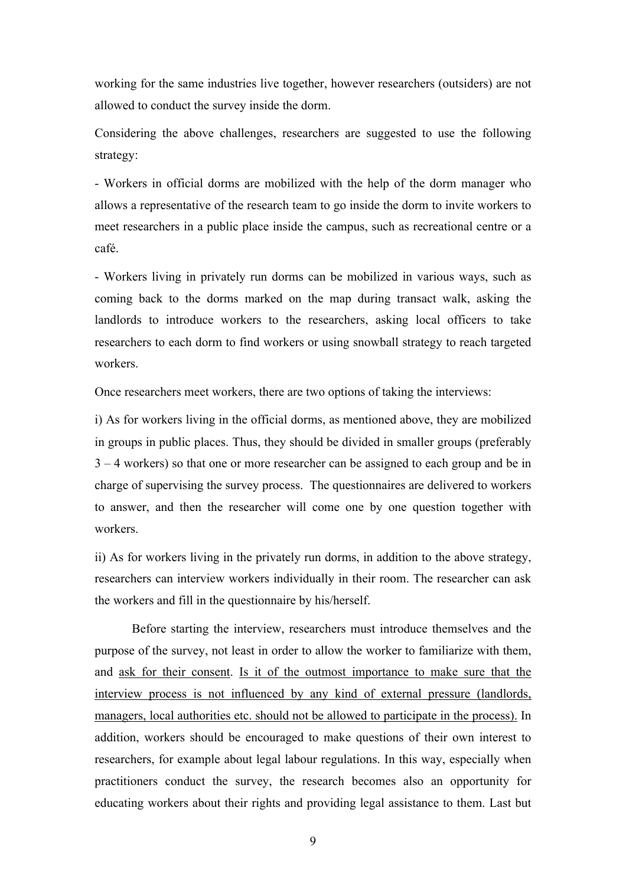working for the same industries live together, however researchers (outsiders) are not allowed to conduct the survey inside the dorm.

Considering the above challenges, researchers are suggested to use the following strategy:

- Workers in official dorms are mobilized with the help of the dorm manager who allows a representative of the research team to go inside the dorm to invite workers to meet researchers in a public place inside the campus, such as recreational centre or a café.

- Workers living in privately run dorms can be mobilized in various ways, such as coming back to the dorms marked on the map during transact walk, asking the landlords to introduce workers to the researchers, asking local officers to take researchers to each dorm to find workers or using snowball strategy to reach targeted workers.

Once researchers meet workers, there are two options of taking the interviews:

i) As for workers living in the official dorms, as mentioned above, they are mobilized in groups in public places. Thus, they should be divided in smaller groups (preferably 3 – 4 workers) so that one or more researcher can be assigned to each group and be in charge of supervising the survey process. The questionnaires are delivered to workers to answer, and then the researcher will come one by one question together with workers.

ii) As for workers living in the privately run dorms, in addition to the above strategy, researchers can interview workers individually in their room. The researcher can ask the workers and fill in the questionnaire by his/herself.

Before starting the interview, researchers must introduce themselves and the purpose of the survey, not least in order to allow the worker to familiarize with them, and <u>ask for their consent</u>. <u>Is it of the outmost importance to make sure that the interview process is not influenced by any kind of external pressure (landlords, managers, local authorities etc. should not be allowed to participate in the process).</u> In addition, workers should be encouraged to make questions of their own interest to researchers, for example about legal labour regulations. In this way, especially when practitioners conduct the survey, the research becomes also an opportunity for educating workers about their rights and providing legal assistance to them. Last but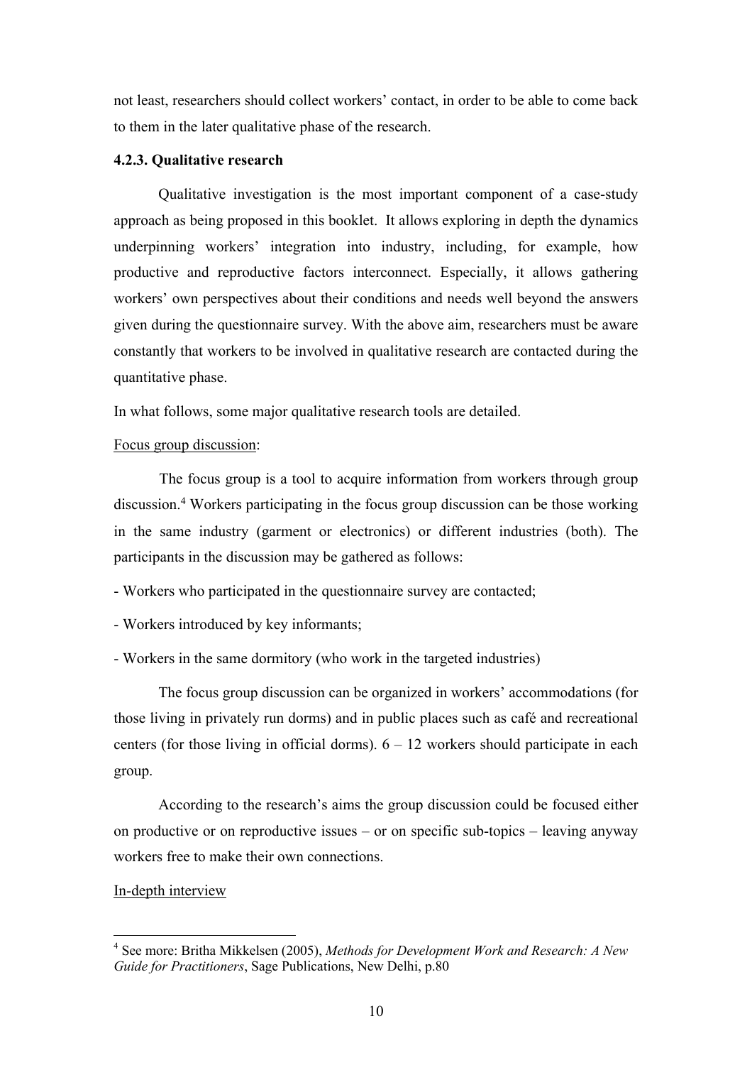not least, researchers should collect workers' contact, in order to be able to come back to them in the later qualitative phase of the research.

### 4.2.3. Qualitative research

Qualitative investigation is the most important component of a case-study approach as being proposed in this booklet. It allows exploring in depth the dynamics underpinning workers' integration into industry, including, for example, how productive and reproductive factors interconnect. Especially, it allows gathering workers' own perspectives about their conditions and needs well beyond the answers given during the questionnaire survey. With the above aim, researchers must be aware constantly that workers to be involved in qualitative research are contacted during the quantitative phase.

In what follows, some major qualitative research tools are detailed.

<u>Focus group discussion</u>:

The focus group is a tool to acquire information from workers through group discussion.[4] Workers participating in the focus group discussion can be those working in the same industry (garment or electronics) or different industries (both). The participants in the discussion may be gathered as follows:

- Workers who participated in the questionnaire survey are contacted;
- Workers introduced by key informants;
- Workers in the same dormitory (who work in the targeted industries)

The focus group discussion can be organized in workers' accommodations (for those living in privately run dorms) and in public places such as café and recreational centers (for those living in official dorms). 6 – 12 workers should participate in each group.

According to the research's aims the group discussion could be focused either on productive or on reproductive issues – or on specific sub-topics – leaving anyway workers free to make their own connections.

<u>In-depth interview</u>

---

[4] See more: Britha Mikkelsen (2005), *Methods for Development Work and Research: A New Guide for Practitioners*, Sage Publications, New Delhi, p.80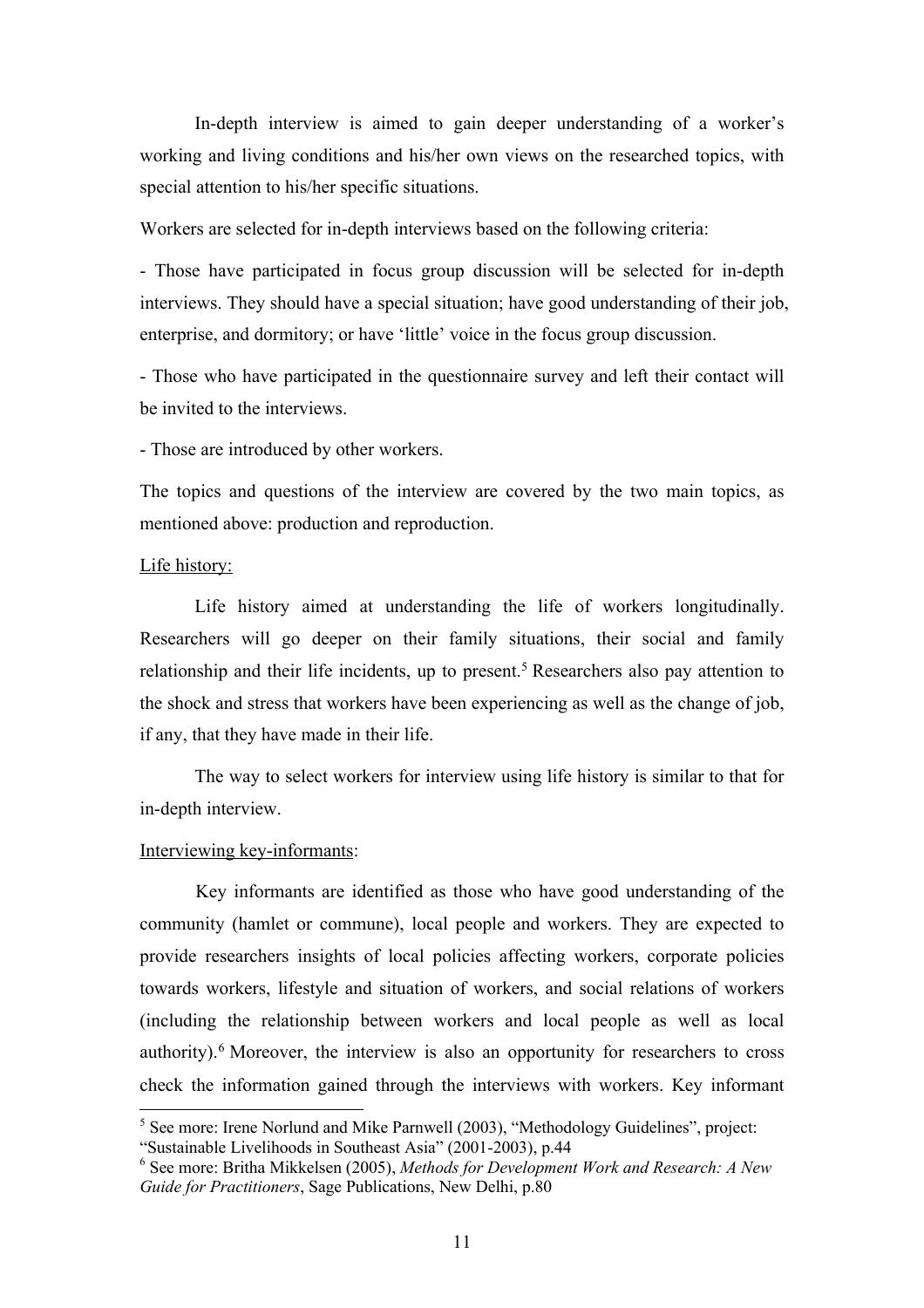In-depth interview is aimed to gain deeper understanding of a worker's working and living conditions and his/her own views on the researched topics, with special attention to his/her specific situations.

Workers are selected for in-depth interviews based on the following criteria:

- Those have participated in focus group discussion will be selected for in-depth interviews. They should have a special situation; have good understanding of their job, enterprise, and dormitory; or have 'little' voice in the focus group discussion.

- Those who have participated in the questionnaire survey and left their contact will be invited to the interviews.

- Those are introduced by other workers.

The topics and questions of the interview are covered by the two main topics, as mentioned above: production and reproduction.

Life history:

Life history aimed at understanding the life of workers longitudinally. Researchers will go deeper on their family situations, their social and family relationship and their life incidents, up to present.[5] Researchers also pay attention to the shock and stress that workers have been experiencing as well as the change of job, if any, that they have made in their life.

The way to select workers for interview using life history is similar to that for in-depth interview.

Interviewing key-informants:

Key informants are identified as those who have good understanding of the community (hamlet or commune), local people and workers. They are expected to provide researchers insights of local policies affecting workers, corporate policies towards workers, lifestyle and situation of workers, and social relations of workers (including the relationship between workers and local people as well as local authority).[6] Moreover, the interview is also an opportunity for researchers to cross check the information gained through the interviews with workers. Key informant

[5] See more: Irene Norlund and Mike Parnwell (2003), "Methodology Guidelines", project: "Sustainable Livelihoods in Southeast Asia" (2001-2003), p.44

[6] See more: Britha Mikkelsen (2005), *Methods for Development Work and Research: A New Guide for Practitioners*, Sage Publications, New Delhi, p.80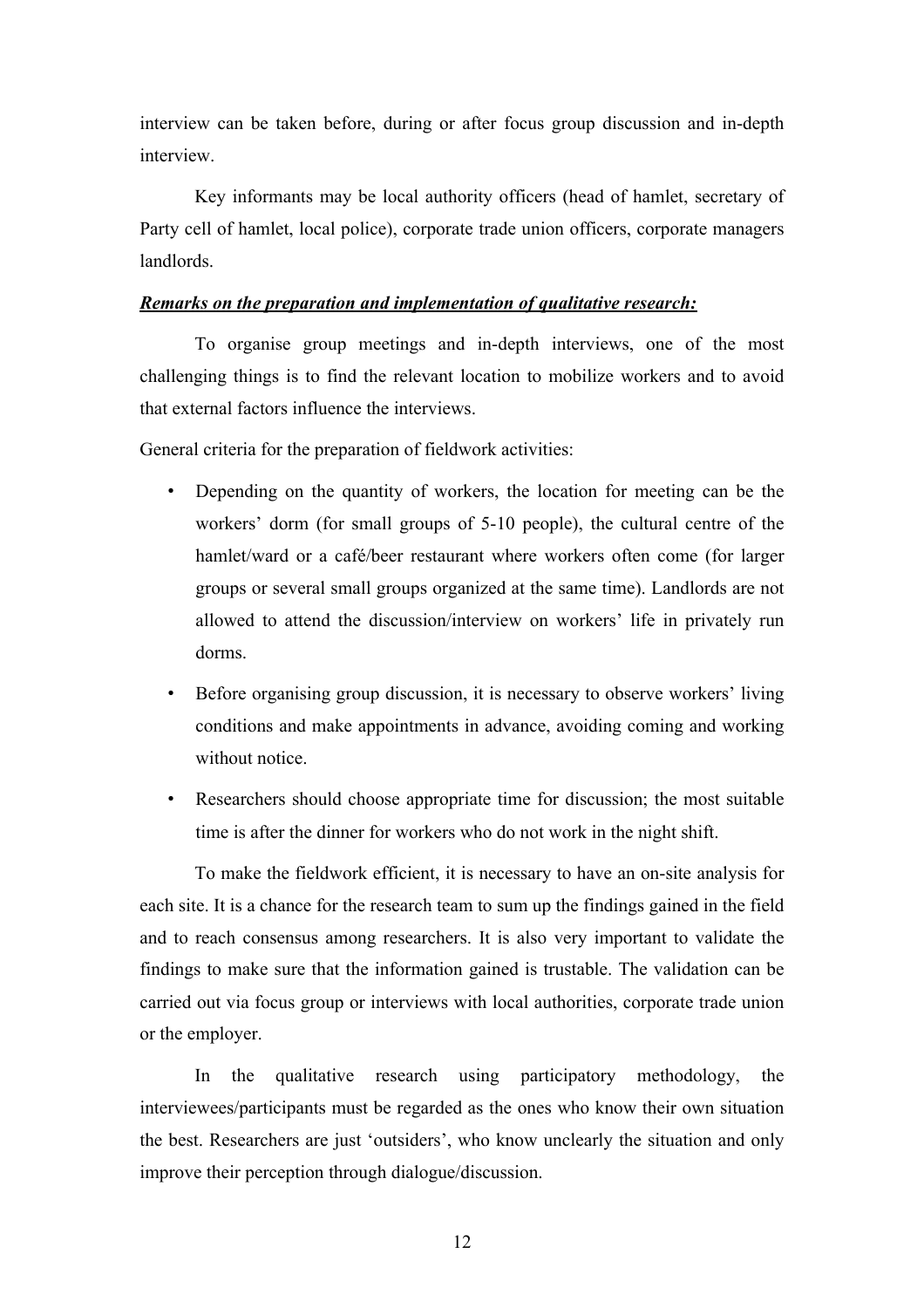interview can be taken before, during or after focus group discussion and in-depth interview.

Key informants may be local authority officers (head of hamlet, secretary of Party cell of hamlet, local police), corporate trade union officers, corporate managers landlords.

***Remarks on the preparation and implementation of qualitative research:***

To organise group meetings and in-depth interviews, one of the most challenging things is to find the relevant location to mobilize workers and to avoid that external factors influence the interviews.

General criteria for the preparation of fieldwork activities:

- Depending on the quantity of workers, the location for meeting can be the workers' dorm (for small groups of 5-10 people), the cultural centre of the hamlet/ward or a café/beer restaurant where workers often come (for larger groups or several small groups organized at the same time). Landlords are not allowed to attend the discussion/interview on workers' life in privately run dorms.
- Before organising group discussion, it is necessary to observe workers' living conditions and make appointments in advance, avoiding coming and working without notice.
- Researchers should choose appropriate time for discussion; the most suitable time is after the dinner for workers who do not work in the night shift.

To make the fieldwork efficient, it is necessary to have an on-site analysis for each site. It is a chance for the research team to sum up the findings gained in the field and to reach consensus among researchers. It is also very important to validate the findings to make sure that the information gained is trustable. The validation can be carried out via focus group or interviews with local authorities, corporate trade union or the employer.

In the qualitative research using participatory methodology, the interviewees/participants must be regarded as the ones who know their own situation the best. Researchers are just 'outsiders', who know unclearly the situation and only improve their perception through dialogue/discussion.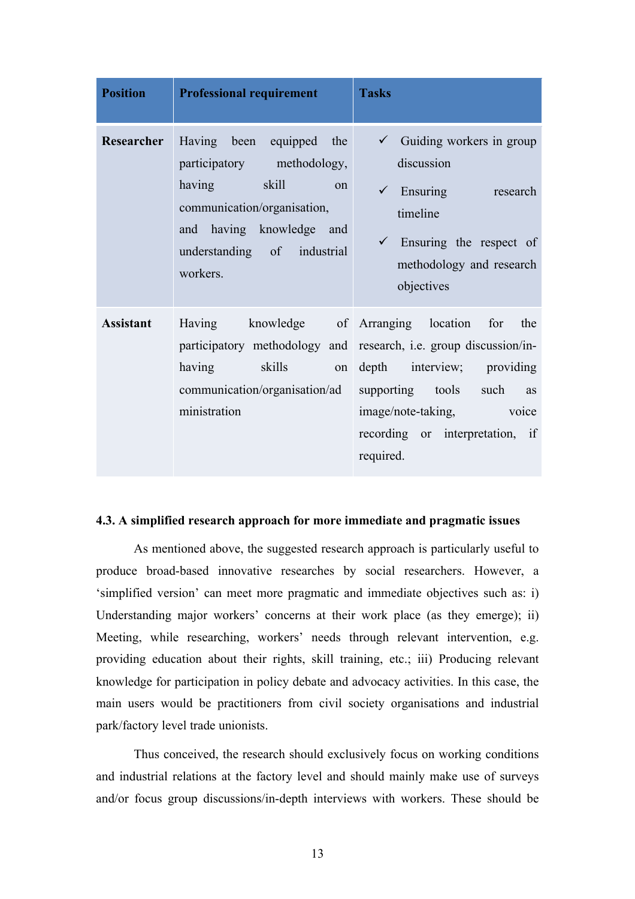| Position | Professional requirement | Tasks |
|---|---|---|
| **Researcher** | Having been equipped the participatory methodology, having skill on communication/organisation, and having knowledge and understanding of industrial workers. | ✓ Guiding workers in group discussion<br>✓ Ensuring research timeline<br>✓ Ensuring the respect of methodology and research objectives |
| **Assistant** | Having knowledge of participatory methodology and having skills on communication/organisation/administration | Arranging location for the research, i.e. group discussion/in-depth interview; providing supporting tools such as image/note-taking, voice recording or interpretation, if required. |

### 4.3. A simplified research approach for more immediate and pragmatic issues

As mentioned above, the suggested research approach is particularly useful to produce broad-based innovative researches by social researchers. However, a 'simplified version' can meet more pragmatic and immediate objectives such as: i) Understanding major workers' concerns at their work place (as they emerge); ii) Meeting, while researching, workers' needs through relevant intervention, e.g. providing education about their rights, skill training, etc.; iii) Producing relevant knowledge for participation in policy debate and advocacy activities. In this case, the main users would be practitioners from civil society organisations and industrial park/factory level trade unionists.

Thus conceived, the research should exclusively focus on working conditions and industrial relations at the factory level and should mainly make use of surveys and/or focus group discussions/in-depth interviews with workers. These should be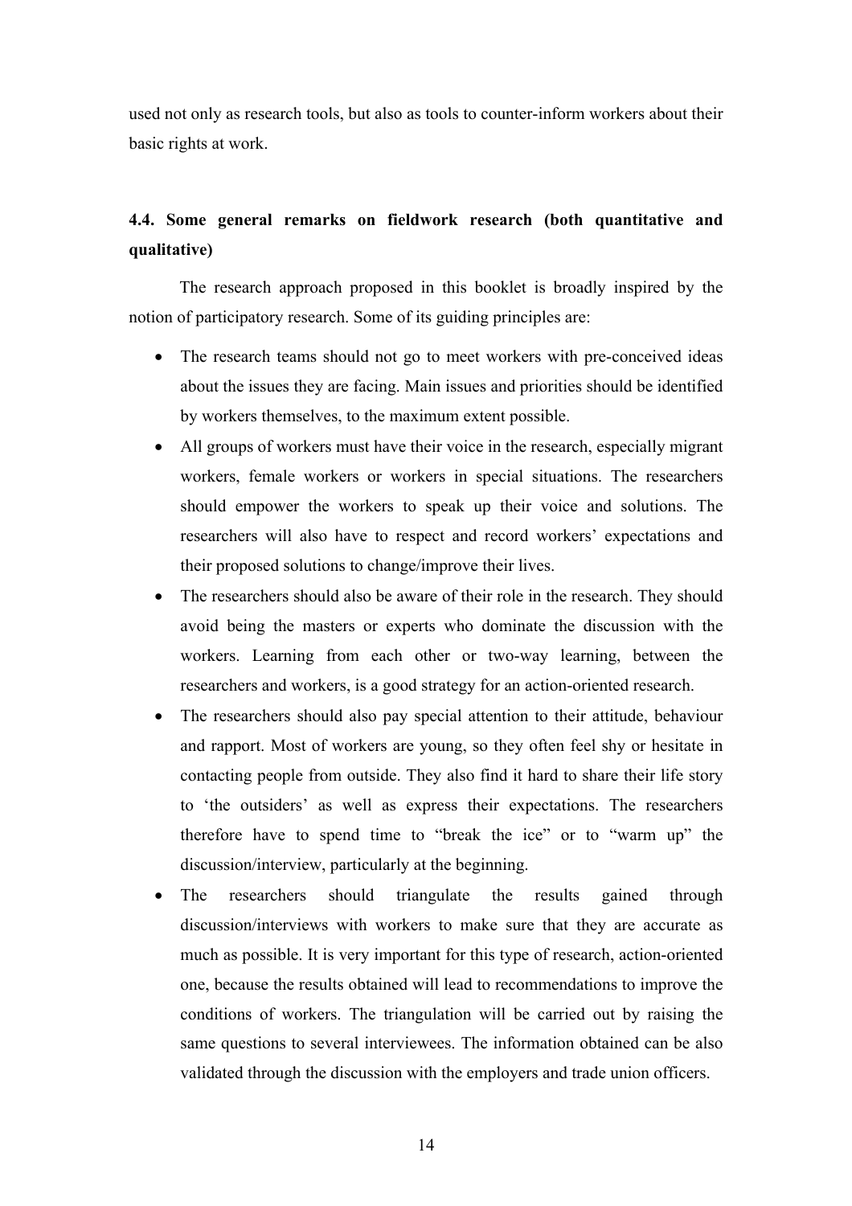used not only as research tools, but also as tools to counter-inform workers about their basic rights at work.

### 4.4. Some general remarks on fieldwork research (both quantitative and qualitative)

The research approach proposed in this booklet is broadly inspired by the notion of participatory research. Some of its guiding principles are:

- The research teams should not go to meet workers with pre-conceived ideas about the issues they are facing. Main issues and priorities should be identified by workers themselves, to the maximum extent possible.
- All groups of workers must have their voice in the research, especially migrant workers, female workers or workers in special situations. The researchers should empower the workers to speak up their voice and solutions. The researchers will also have to respect and record workers' expectations and their proposed solutions to change/improve their lives.
- The researchers should also be aware of their role in the research. They should avoid being the masters or experts who dominate the discussion with the workers. Learning from each other or two-way learning, between the researchers and workers, is a good strategy for an action-oriented research.
- The researchers should also pay special attention to their attitude, behaviour and rapport. Most of workers are young, so they often feel shy or hesitate in contacting people from outside. They also find it hard to share their life story to 'the outsiders' as well as express their expectations. The researchers therefore have to spend time to "break the ice" or to "warm up" the discussion/interview, particularly at the beginning.
- The researchers should triangulate the results gained through discussion/interviews with workers to make sure that they are accurate as much as possible. It is very important for this type of research, action-oriented one, because the results obtained will lead to recommendations to improve the conditions of workers. The triangulation will be carried out by raising the same questions to several interviewees. The information obtained can be also validated through the discussion with the employers and trade union officers.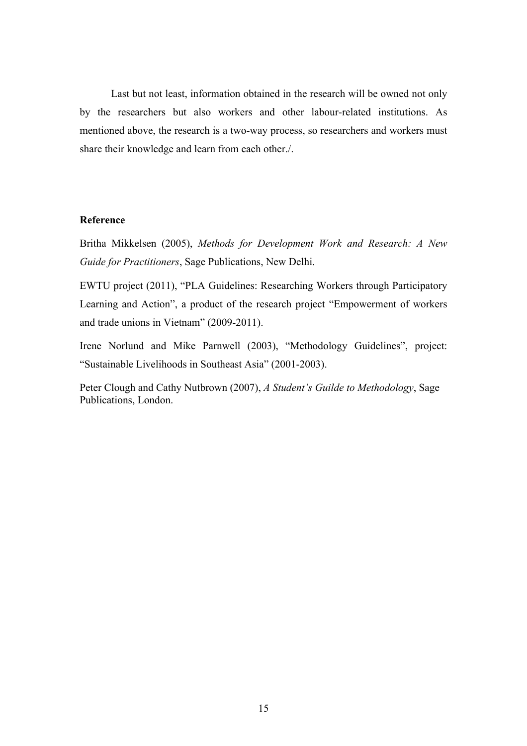Last but not least, information obtained in the research will be owned not only by the researchers but also workers and other labour-related institutions. As mentioned above, the research is a two-way process, so researchers and workers must share their knowledge and learn from each other./.

**Reference**

Britha Mikkelsen (2005), *Methods for Development Work and Research: A New Guide for Practitioners*, Sage Publications, New Delhi.

EWTU project (2011), "PLA Guidelines: Researching Workers through Participatory Learning and Action", a product of the research project "Empowerment of workers and trade unions in Vietnam" (2009-2011).

Irene Norlund and Mike Parnwell (2003), "Methodology Guidelines", project: "Sustainable Livelihoods in Southeast Asia" (2001-2003).

Peter Clough and Cathy Nutbrown (2007), *A Student's Guilde to Methodology*, Sage Publications, London.